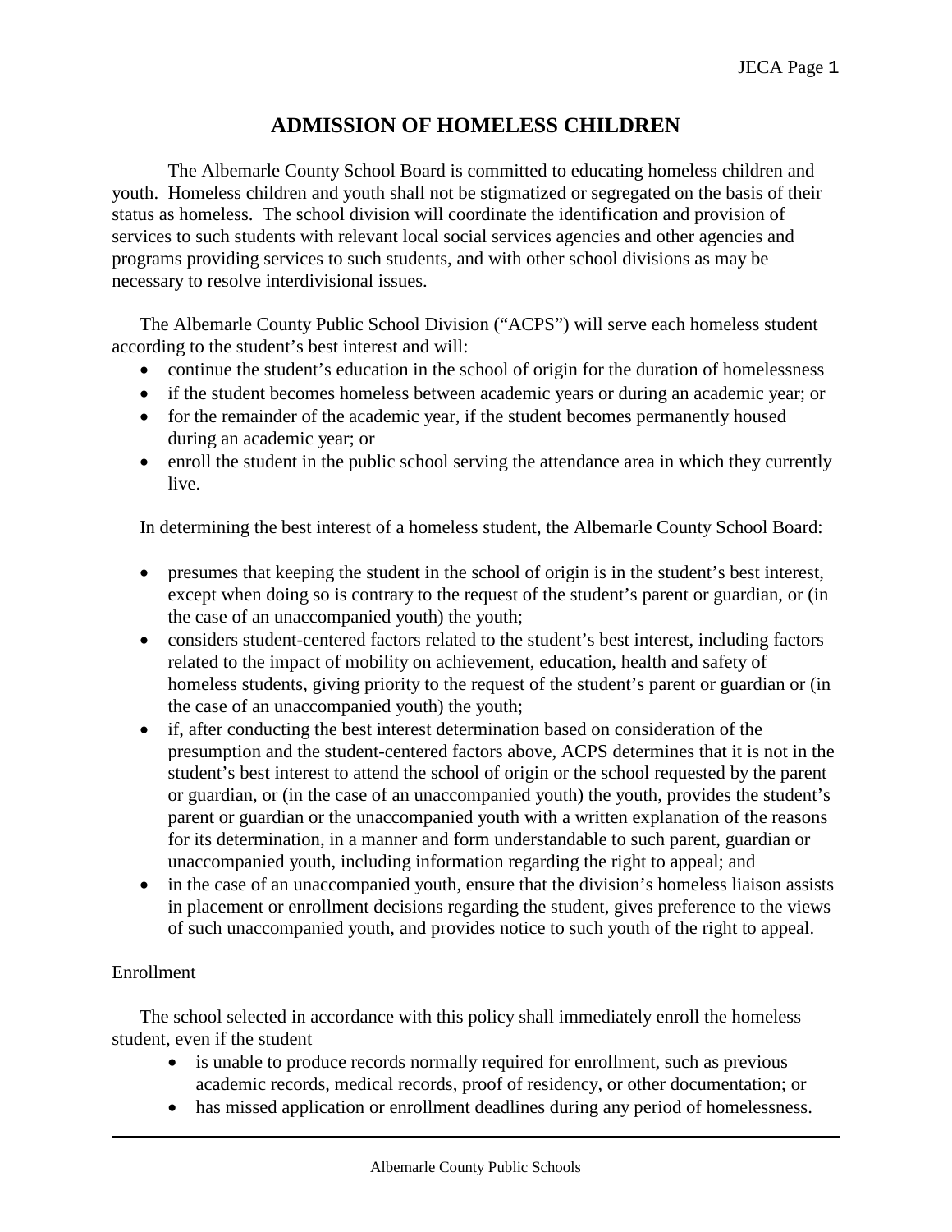# ADMISSION OF HOMELESS CHILDREN

The Albemarle County School Board is committed to educating homeless children and youth. Homeless children and youth shall not be stigmatized or segregated on the basis of their status as homeless. The school division will coordinate the identification and provision of services to such students with relevant local social services agencies and other agencies and programs providing services to such students, and with other school divisions as may be necessary to resolve interdivisional issues.

The Albemarle County Public School Division ("ACPS") will serve each homeless student according to the student's best interest and will:

- continue the student's education in the school of origin for the duration of homelessness
- if the student becomes homeless between academic years or during an academic year; or
- for the remainder of the academic year, if the student becomes permanently housed during an academic year; or
- enroll the student in the public school serving the attendance area in which they currently live.

In determining the best interest of a homeless student, the Albemarle County School Board:

- presumes that keeping the student in the school of origin is in the student's best interest, except when doing so is contrary to the request of the student's parent or guardian, or (in the case of an unaccompanied youth) the youth;
- considers student-centered factors related to the student's best interest, including factors related to the impact of mobility on achievement, education, health and safety of homeless students, giving priority to the request of the student's parent or guardian or (in the case of an unaccompanied youth) the youth;
- if, after conducting the best interest determination based on consideration of the presumption and the student-centered factors above, ACPS determines that it is not in the student's best interest to attend the school of origin or the school requested by the parent or guardian, or (in the case of an unaccompanied youth) the youth, provides the student's parent or guardian or the unaccompanied youth with a written explanation of the reasons for its determination, in a manner and form understandable to such parent, guardian or unaccompanied youth, including information regarding the right to appeal; and
- in the case of an unaccompanied youth, ensure that the division's homeless liaison assists in placement or enrollment decisions regarding the student, gives preference to the views of such unaccompanied youth, and provides notice to such youth of the right to appeal.

Enrollment

The school selected in accordance with this policy shall immediately enroll the homeless student, even if the student

- is unable to produce records normally required for enrollment, such as previous academic records, medical records, proof of residency, or other documentation; or
- has missed application or enrollment deadlines during any period of homelessness.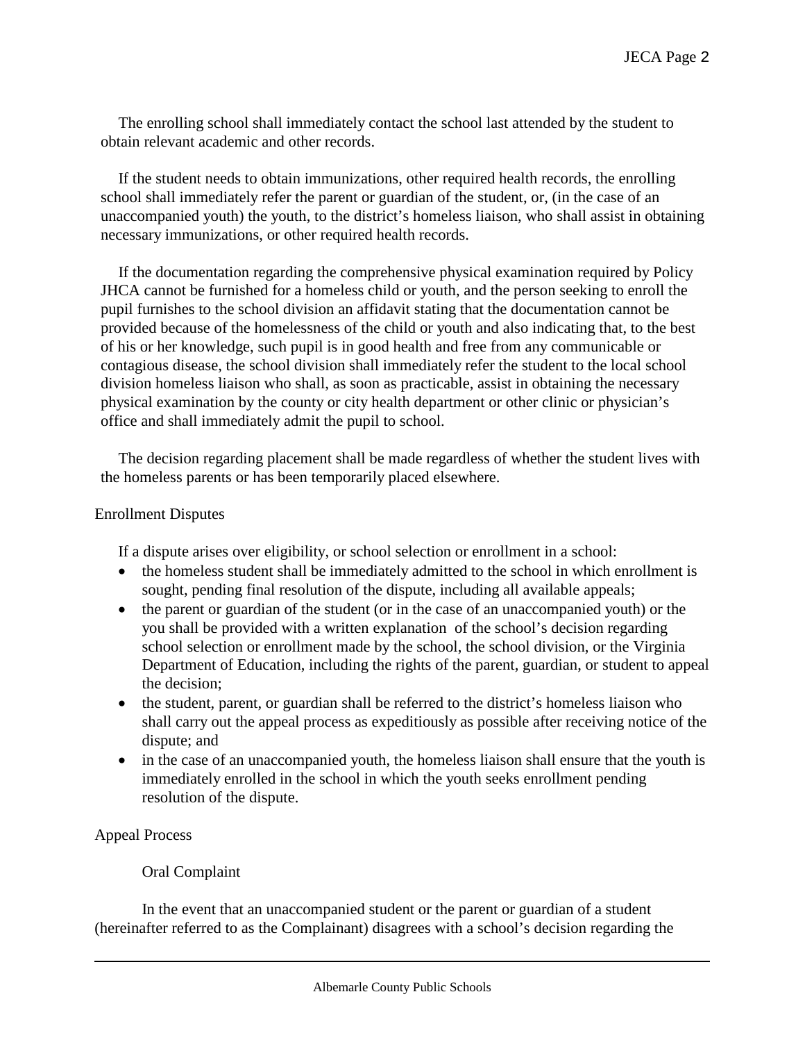The enrolling school shall immediately contact the school last attended by the student to obtain relevant academic and other records.

If the student needs to obtain immunizations, other required health records, the enrolling school shall immediately refer the parent or guardian of the student, or, (in the case of an unaccompanied youth) the youth, to the district's homeless liaison, who shall assist in obtaining necessary immunizations, or other required health records.

If the documentation regarding the comprehensive physical examination required by Policy JHCA cannot be furnished for a homeless child or youth, and the person seeking to enroll the pupil furnishes to the school division an affidavit stating that the documentation cannot be provided because of the homelessness of the child or youth and also indicating that, to the best of his or her knowledge, such pupil is in good health and free from any communicable or contagious disease, the school division shall immediately refer the student to the local school division homeless liaison who shall, as soon as practicable, assist in obtaining the necessary physical examination by the county or city health department or other clinic or physician's office and shall immediately admit the pupil to school.

The decision regarding placement shall be made regardless of whether the student lives with the homeless parents or has been temporarily placed elsewhere.

## Enrollment Disputes

If a dispute arises over eligibility, or school selection or enrollment in a school:

- the homeless student shall be immediately admitted to the school in which enrollment is sought, pending final resolution of the dispute, including all available appeals;
- the parent or guardian of the student (or in the case of an unaccompanied youth) or the you shall be provided with a written explanation of the school's decision regarding school selection or enrollment made by the school, the school division, or the Virginia Department of Education, including the rights of the parent, guardian, or student to appeal the decision;
- the student, parent, or guardian shall be referred to the district's homeless liaison who shall carry out the appeal process as expeditiously as possible after receiving notice of the dispute; and
- in the case of an unaccompanied youth, the homeless liaison shall ensure that the youth is immediately enrolled in the school in which the youth seeks enrollment pending resolution of the dispute.

## Appeal Process

### Oral Complaint

In the event that an unaccompanied student or the parent or guardian of a student (hereinafter referred to as the Complainant) disagrees with a school's decision regarding the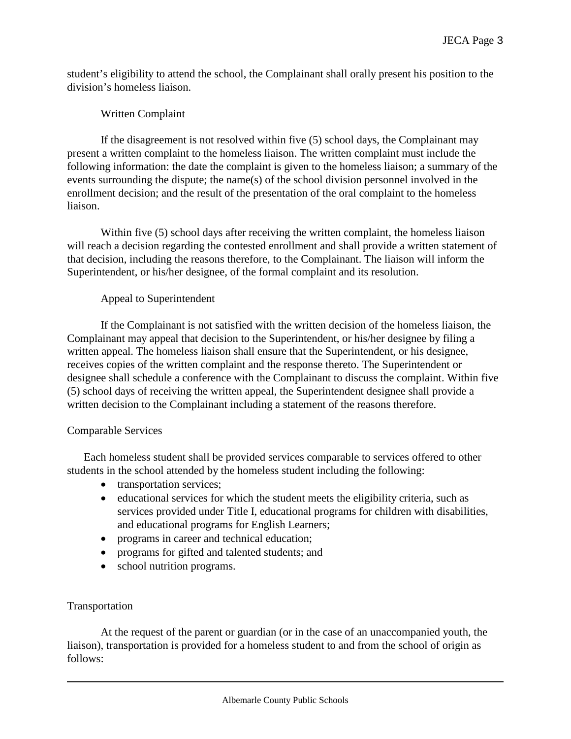student's eligibility to attend the school, the Complainant shall orally present his position to the division's homeless liaison.

### Written Complaint

If the disagreement is not resolved within five (5) school days, the Complainant may present a written complaint to the homeless liaison. The written complaint must include the following information: the date the complaint is given to the homeless liaison; a summary of the events surrounding the dispute; the name(s) of the school division personnel involved in the enrollment decision; and the result of the presentation of the oral complaint to the homeless liaison.

Within five (5) school days after receiving the written complaint, the homeless liaison will reach a decision regarding the contested enrollment and shall provide a written statement of that decision, including the reasons therefore, to the Complainant. The liaison will inform the Superintendent, or his/her designee, of the formal complaint and its resolution.

### Appeal to Superintendent

If the Complainant is not satisfied with the written decision of the homeless liaison, the Complainant may appeal that decision to the Superintendent, or his/her designee by filing a written appeal. The homeless liaison shall ensure that the Superintendent, or his designee, receives copies of the written complaint and the response thereto. The Superintendent or designee shall schedule a conference with the Complainant to discuss the complaint. Within five (5) school days of receiving the written appeal, the Superintendent designee shall provide a written decision to the Complainant including a statement of the reasons therefore.

## Comparable Services

Each homeless student shall be provided services comparable to services offered to other students in the school attended by the homeless student including the following:

- transportation services;
- educational services for which the student meets the eligibility criteria, such as services provided under Title I, educational programs for children with disabilities, and educational programs for English Learners;
- programs in career and technical education;
- programs for gifted and talented students; and
- school nutrition programs.

## Transportation

At the request of the parent or guardian (or in the case of an unaccompanied youth, the liaison), transportation is provided for a homeless student to and from the school of origin as follows: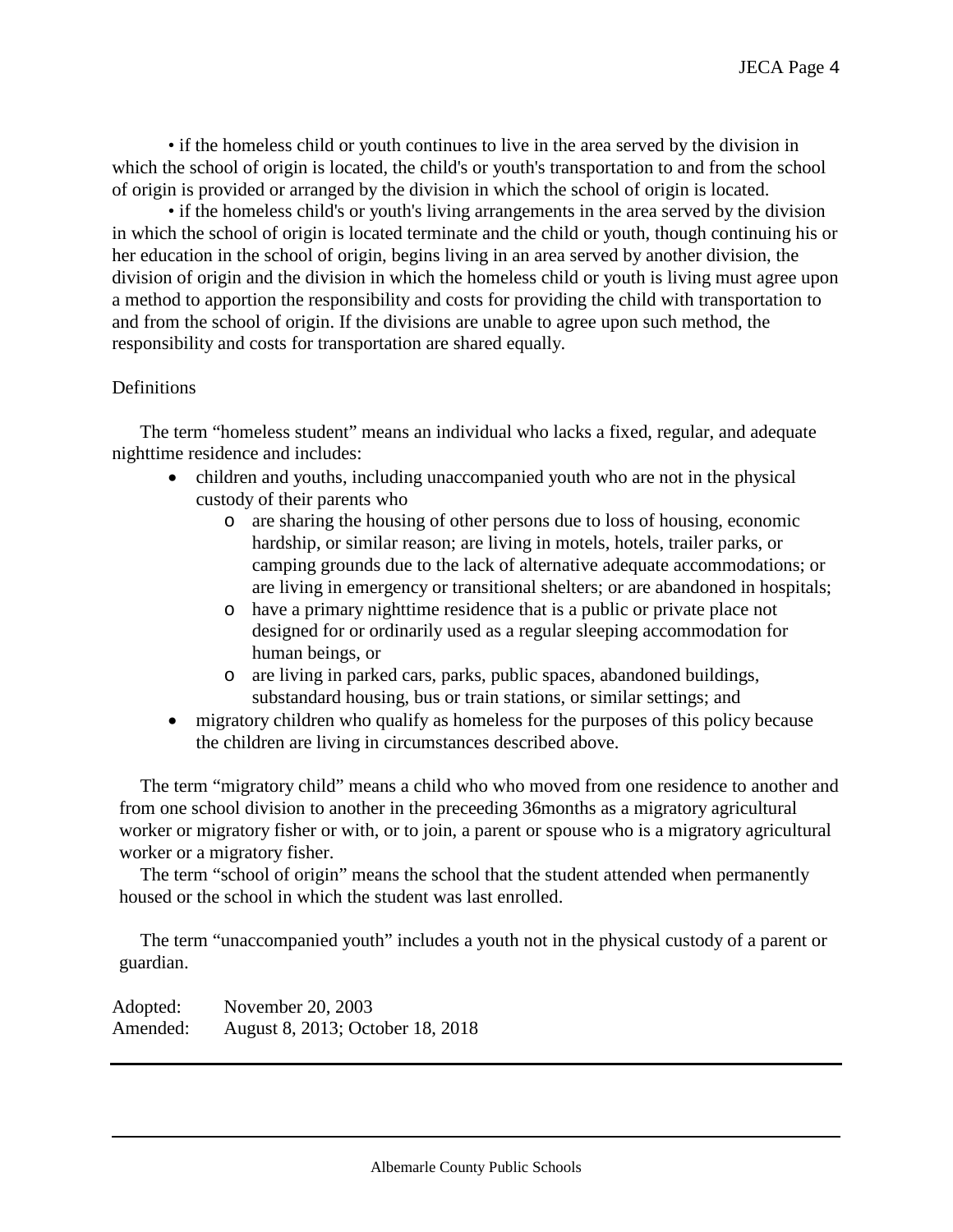• if the homeless child or youth continues to live in the area served by the division in which the school of origin is located, the child's or youth's transportation to and from the school of origin is provided or arranged by the division in which the school of origin is located.

• if the homeless child's or youth's living arrangements in the area served by the division in which the school of origin is located terminate and the child or youth, though continuing his or her education in the school of origin, begins living in an area served by another division, the division of origin and the division in which the homeless child or youth is living must agree upon a method to apportion the responsibility and costs for providing the child with transportation to and from the school of origin. If the divisions are unable to agree upon such method, the responsibility and costs for transportation are shared equally.

Definitions

The term "homeless student" means an individual who lacks a fixed, regular, and adequate nighttime residence and includes:

- children and youths, including unaccompanied youth who are not in the physical custody of their parents who
  - are sharing the housing of other persons due to loss of housing, economic hardship, or similar reason; are living in motels, hotels, trailer parks, or camping grounds due to the lack of alternative adequate accommodations; or are living in emergency or transitional shelters; or are abandoned in hospitals;
  - have a primary nighttime residence that is a public or private place not designed for or ordinarily used as a regular sleeping accommodation for human beings, or
  - are living in parked cars, parks, public spaces, abandoned buildings, substandard housing, bus or train stations, or similar settings; and
- migratory children who qualify as homeless for the purposes of this policy because the children are living in circumstances described above.

The term "migratory child" means a child who who moved from one residence to another and from one school division to another in the preceeding 36months as a migratory agricultural worker or migratory fisher or with, or to join, a parent or spouse who is a migratory agricultural worker or a migratory fisher.

The term "school of origin" means the school that the student attended when permanently housed or the school in which the student was last enrolled.

The term "unaccompanied youth" includes a youth not in the physical custody of a parent or guardian.

Adopted: November 20, 2003
Amended: August 8, 2013; October 18, 2018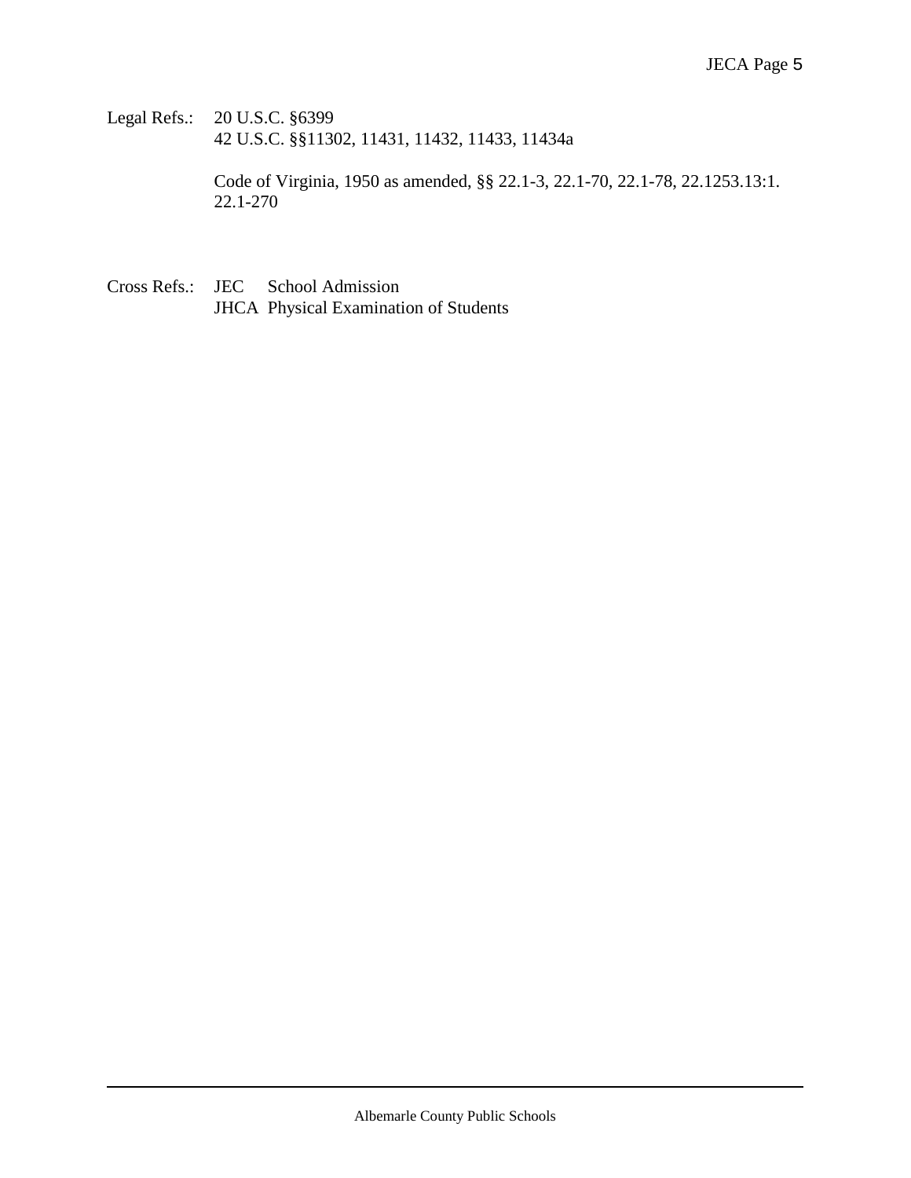Legal Refs.: 20 U.S.C. §6399
42 U.S.C. §§11302, 11431, 11432, 11433, 11434a

Code of Virginia, 1950 as amended, §§ 22.1-3, 22.1-70, 22.1-78, 22.1253.13:1. 22.1-270

Cross Refs.: JEC School Admission
JHCA Physical Examination of Students